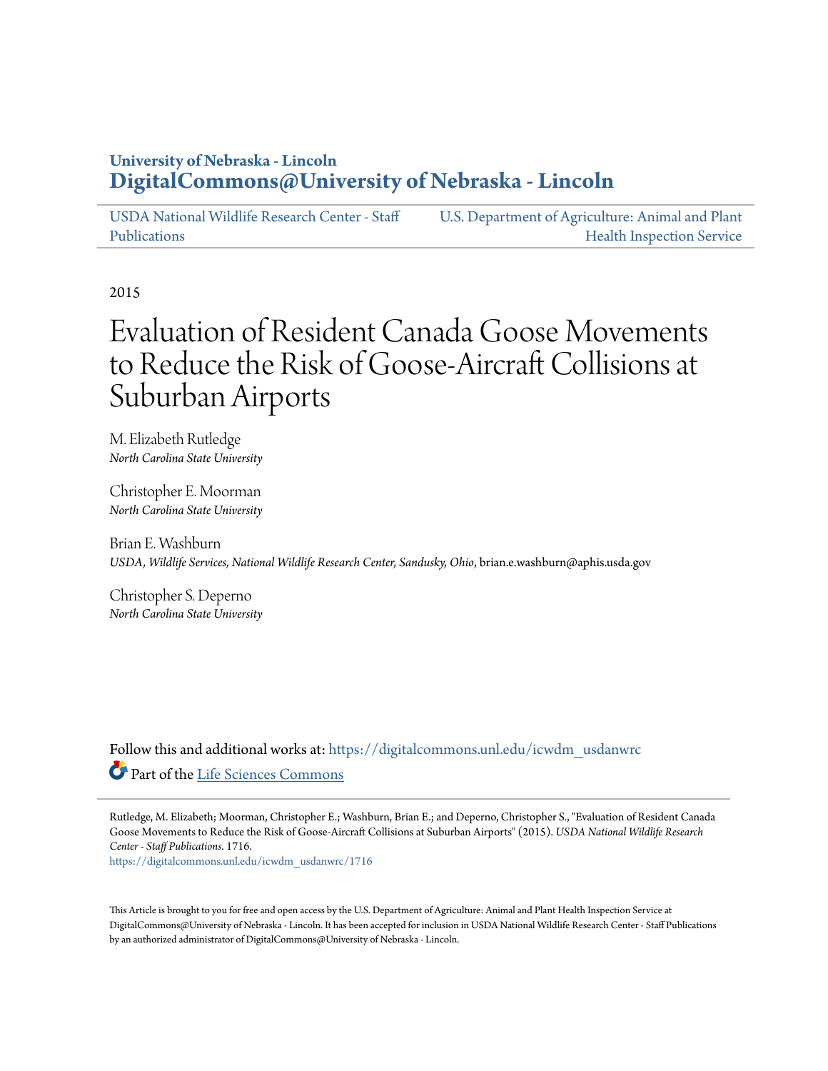University of Nebraska - Lincoln
**DigitalCommons@University of Nebraska - Lincoln**

USDA National Wildlife Research Center - Staff Publications | U.S. Department of Agriculture: Animal and Plant Health Inspection Service

2015

# Evaluation of Resident Canada Goose Movements to Reduce the Risk of Goose-Aircraft Collisions at Suburban Airports

M. Elizabeth Rutledge
*North Carolina State University*

Christopher E. Moorman
*North Carolina State University*

Brian E. Washburn
*USDA, Wildlife Services, National Wildlife Research Center, Sandusky, Ohio*, brian.e.washburn@aphis.usda.gov

Christopher S. Deperno
*North Carolina State University*

Follow this and additional works at: https://digitalcommons.unl.edu/icwdm_usdanwrc

Part of the Life Sciences Commons

Rutledge, M. Elizabeth; Moorman, Christopher E.; Washburn, Brian E.; and Deperno, Christopher S., "Evaluation of Resident Canada Goose Movements to Reduce the Risk of Goose-Aircraft Collisions at Suburban Airports" (2015). *USDA National Wildlife Research Center - Staff Publications*. 1716.
https://digitalcommons.unl.edu/icwdm_usdanwrc/1716

This Article is brought to you for free and open access by the U.S. Department of Agriculture: Animal and Plant Health Inspection Service at DigitalCommons@University of Nebraska - Lincoln. It has been accepted for inclusion in USDA National Wildlife Research Center - Staff Publications by an authorized administrator of DigitalCommons@University of Nebraska - Lincoln.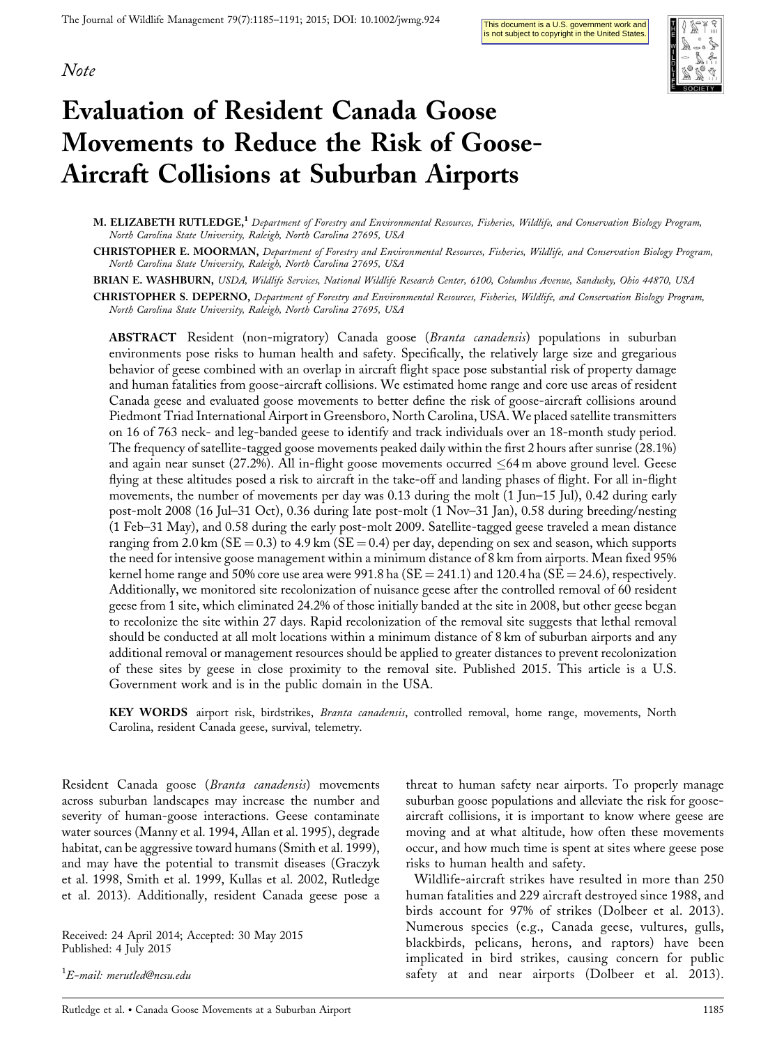*Note*

# Evaluation of Resident Canada Goose Movements to Reduce the Risk of Goose-Aircraft Collisions at Suburban Airports

M. ELIZABETH RUTLEDGE,[1] *Department of Forestry and Environmental Resources, Fisheries, Wildlife, and Conservation Biology Program, North Carolina State University, Raleigh, North Carolina 27695, USA*

CHRISTOPHER E. MOORMAN, *Department of Forestry and Environmental Resources, Fisheries, Wildlife, and Conservation Biology Program, North Carolina State University, Raleigh, North Carolina 27695, USA*

BRIAN E. WASHBURN, *USDA, Wildlife Services, National Wildlife Research Center, 6100, Columbus Avenue, Sandusky, Ohio 44870, USA*

CHRISTOPHER S. DEPERNO, *Department of Forestry and Environmental Resources, Fisheries, Wildlife, and Conservation Biology Program, North Carolina State University, Raleigh, North Carolina 27695, USA*

**ABSTRACT** Resident (non-migratory) Canada goose (*Branta canadensis*) populations in suburban environments pose risks to human health and safety. Specifically, the relatively large size and gregarious behavior of geese combined with an overlap in aircraft flight space pose substantial risk of property damage and human fatalities from goose-aircraft collisions. We estimated home range and core use areas of resident Canada geese and evaluated goose movements to better define the risk of goose-aircraft collisions around Piedmont Triad International Airport in Greensboro, North Carolina, USA. We placed satellite transmitters on 16 of 763 neck- and leg-banded geese to identify and track individuals over an 18-month study period. The frequency of satellite-tagged goose movements peaked daily within the first 2 hours after sunrise (28.1%) and again near sunset (27.2%). All in-flight goose movements occurred ≤64 m above ground level. Geese flying at these altitudes posed a risk to aircraft in the take-off and landing phases of flight. For all in-flight movements, the number of movements per day was 0.13 during the molt (1 Jun–15 Jul), 0.42 during early post-molt 2008 (16 Jul–31 Oct), 0.36 during late post-molt (1 Nov–31 Jan), 0.58 during breeding/nesting (1 Feb–31 May), and 0.58 during the early post-molt 2009. Satellite-tagged geese traveled a mean distance ranging from 2.0 km (SE = 0.3) to 4.9 km (SE = 0.4) per day, depending on sex and season, which supports the need for intensive goose management within a minimum distance of 8 km from airports. Mean fixed 95% kernel home range and 50% core use area were 991.8 ha (SE = 241.1) and 120.4 ha (SE = 24.6), respectively. Additionally, we monitored site recolonization of nuisance geese after the controlled removal of 60 resident geese from 1 site, which eliminated 24.2% of those initially banded at the site in 2008, but other geese began to recolonize the site within 27 days. Rapid recolonization of the removal site suggests that lethal removal should be conducted at all molt locations within a minimum distance of 8 km of suburban airports and any additional removal or management resources should be applied to greater distances to prevent recolonization of these sites by geese in close proximity to the removal site. Published 2015. This article is a U.S. Government work and is in the public domain in the USA.

**KEY WORDS** airport risk, birdstrikes, *Branta canadensis*, controlled removal, home range, movements, North Carolina, resident Canada geese, survival, telemetry.

Resident Canada goose (*Branta canadensis*) movements across suburban landscapes may increase the number and severity of human-goose interactions. Geese contaminate water sources (Manny et al. 1994, Allan et al. 1995), degrade habitat, can be aggressive toward humans (Smith et al. 1999), and may have the potential to transmit diseases (Graczyk et al. 1998, Smith et al. 1999, Kullas et al. 2002, Rutledge et al. 2013). Additionally, resident Canada geese pose a threat to human safety near airports. To properly manage suburban goose populations and alleviate the risk for goose-aircraft collisions, it is important to know where geese are moving and at what altitude, how often these movements occur, and how much time is spent at sites where geese pose risks to human health and safety.

Wildlife-aircraft strikes have resulted in more than 250 human fatalities and 229 aircraft destroyed since 1988, and birds account for 97% of strikes (Dolbeer et al. 2013). Numerous species (e.g., Canada geese, vultures, gulls, blackbirds, pelicans, herons, and raptors) have been implicated in bird strikes, causing concern for public safety at and near airports (Dolbeer et al. 2013).

Received: 24 April 2014; Accepted: 30 May 2015
Published: 4 July 2015

[1]E-mail: merutled@ncsu.edu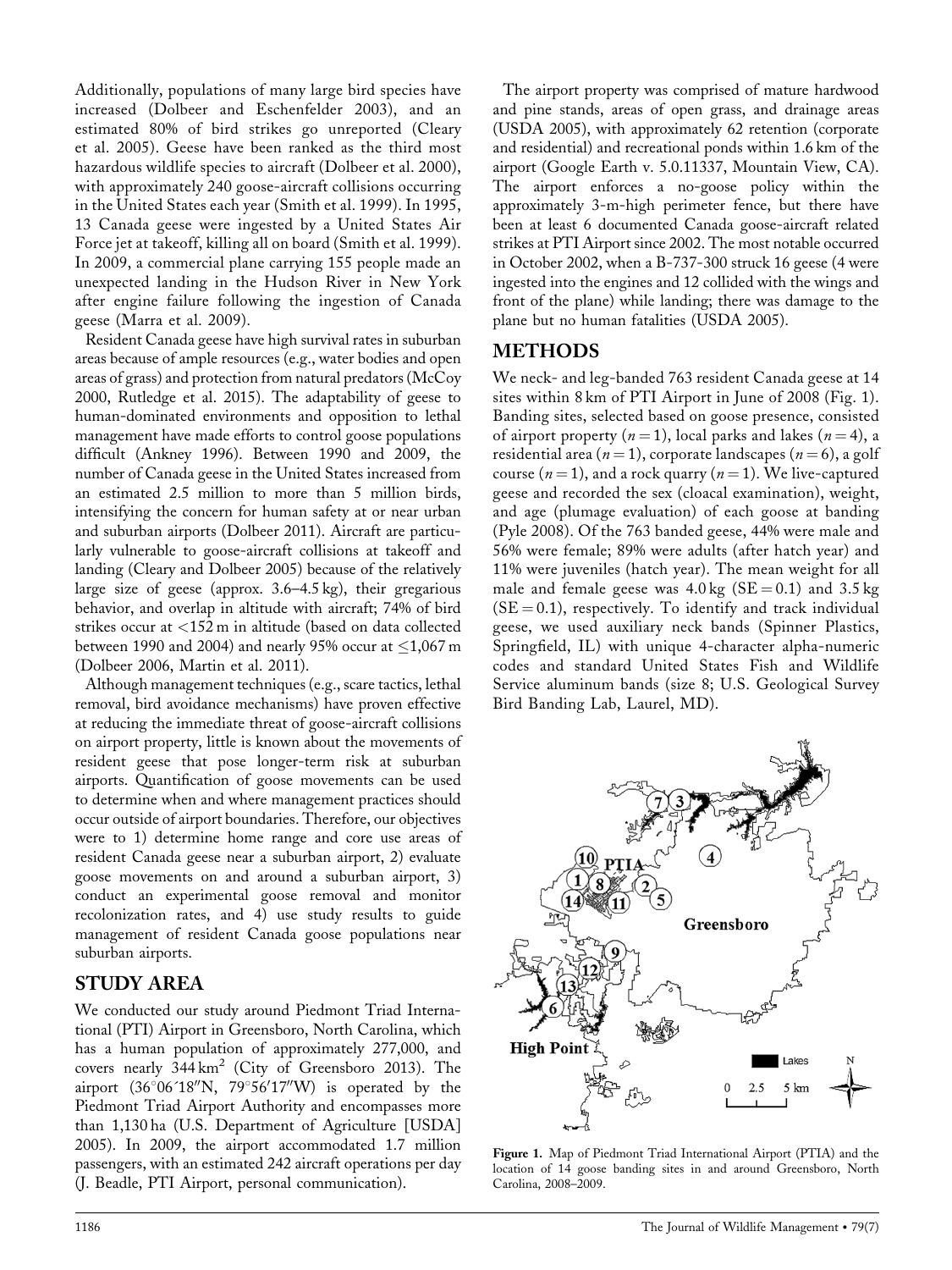Additionally, populations of many large bird species have increased (Dolbeer and Eschenfelder 2003), and an estimated 80% of bird strikes go unreported (Cleary et al. 2005). Geese have been ranked as the third most hazardous wildlife species to aircraft (Dolbeer et al. 2000), with approximately 240 goose-aircraft collisions occurring in the United States each year (Smith et al. 1999). In 1995, 13 Canada geese were ingested by a United States Air Force jet at takeoff, killing all on board (Smith et al. 1999). In 2009, a commercial plane carrying 155 people made an unexpected landing in the Hudson River in New York after engine failure following the ingestion of Canada geese (Marra et al. 2009).

Resident Canada geese have high survival rates in suburban areas because of ample resources (e.g., water bodies and open areas of grass) and protection from natural predators (McCoy 2000, Rutledge et al. 2015). The adaptability of geese to human-dominated environments and opposition to lethal management have made efforts to control goose populations difficult (Ankney 1996). Between 1990 and 2009, the number of Canada geese in the United States increased from an estimated 2.5 million to more than 5 million birds, intensifying the concern for human safety at or near urban and suburban airports (Dolbeer 2011). Aircraft are particularly vulnerable to goose-aircraft collisions at takeoff and landing (Cleary and Dolbeer 2005) because of the relatively large size of geese (approx. 3.6–4.5 kg), their gregarious behavior, and overlap in altitude with aircraft; 74% of bird strikes occur at <152 m in altitude (based on data collected between 1990 and 2004) and nearly 95% occur at ≤1,067 m (Dolbeer 2006, Martin et al. 2011).

Although management techniques (e.g., scare tactics, lethal removal, bird avoidance mechanisms) have proven effective at reducing the immediate threat of goose-aircraft collisions on airport property, little is known about the movements of resident geese that pose longer-term risk at suburban airports. Quantification of goose movements can be used to determine when and where management practices should occur outside of airport boundaries. Therefore, our objectives were to 1) determine home range and core use areas of resident Canada geese near a suburban airport, 2) evaluate goose movements on and around a suburban airport, 3) conduct an experimental goose removal and monitor recolonization rates, and 4) use study results to guide management of resident Canada goose populations near suburban airports.

## STUDY AREA

We conducted our study around Piedmont Triad International (PTI) Airport in Greensboro, North Carolina, which has a human population of approximately 277,000, and covers nearly 344 km$^2$ (City of Greensboro 2013). The airport (36°06′18″N, 79°56′17″W) is operated by the Piedmont Triad Airport Authority and encompasses more than 1,130 ha (U.S. Department of Agriculture [USDA] 2005). In 2009, the airport accommodated 1.7 million passengers, with an estimated 242 aircraft operations per day (J. Beadle, PTI Airport, personal communication).

The airport property was comprised of mature hardwood and pine stands, areas of open grass, and drainage areas (USDA 2005), with approximately 62 retention (corporate and residential) and recreational ponds within 1.6 km of the airport (Google Earth v. 5.0.11337, Mountain View, CA). The airport enforces a no-goose policy within the approximately 3-m-high perimeter fence, but there have been at least 6 documented Canada goose-aircraft related strikes at PTI Airport since 2002. The most notable occurred in October 2002, when a B-737-300 struck 16 geese (4 were ingested into the engines and 12 collided with the wings and front of the plane) while landing; there was damage to the plane but no human fatalities (USDA 2005).

## METHODS

We neck- and leg-banded 763 resident Canada geese at 14 sites within 8 km of PTI Airport in June of 2008 (Fig. 1). Banding sites, selected based on goose presence, consisted of airport property ($n = 1$), local parks and lakes ($n = 4$), a residential area ($n = 1$), corporate landscapes ($n = 6$), a golf course ($n = 1$), and a rock quarry ($n = 1$). We live-captured geese and recorded the sex (cloacal examination), weight, and age (plumage evaluation) of each goose at banding (Pyle 2008). Of the 763 banded geese, 44% were male and 56% were female; 89% were adults (after hatch year) and 11% were juveniles (hatch year). The mean weight for all male and female geese was 4.0 kg (SE = 0.1) and 3.5 kg (SE = 0.1), respectively. To identify and track individual geese, we used auxiliary neck bands (Spinner Plastics, Springfield, IL) with unique 4-character alpha-numeric codes and standard United States Fish and Wildlife Service aluminum bands (size 8; U.S. Geological Survey Bird Banding Lab, Laurel, MD).

**Figure 1.** Map of Piedmont Triad International Airport (PTIA) and the location of 14 goose banding sites in and around Greensboro, North Carolina, 2008–2009.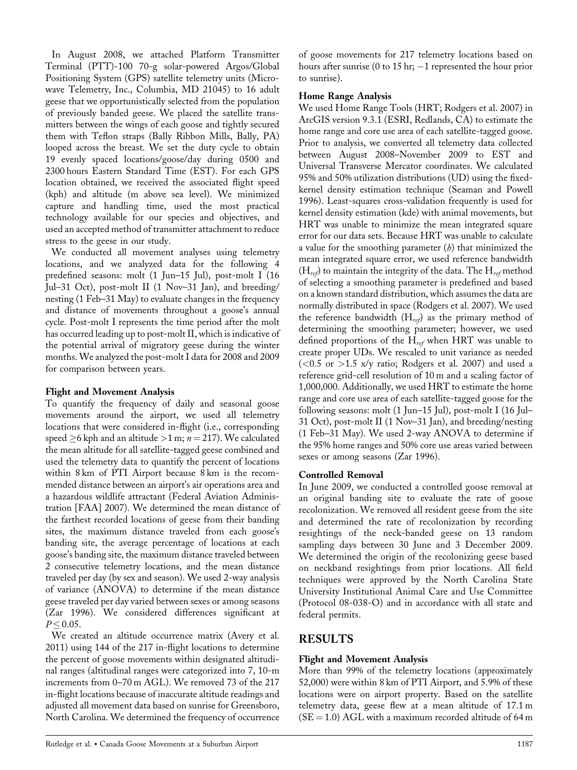In August 2008, we attached Platform Transmitter Terminal (PTT)-100 70-g solar-powered Argos/Global Positioning System (GPS) satellite telemetry units (Microwave Telemetry, Inc., Columbia, MD 21045) to 16 adult geese that we opportunistically selected from the population of previously banded geese. We placed the satellite transmitters between the wings of each goose and tightly secured them with Teflon straps (Bally Ribbon Mills, Bally, PA) looped across the breast. We set the duty cycle to obtain 19 evenly spaced locations/goose/day during 0500 and 2300 hours Eastern Standard Time (EST). For each GPS location obtained, we received the associated flight speed (kph) and altitude (m above sea level). We minimized capture and handling time, used the most practical technology available for our species and objectives, and used an accepted method of transmitter attachment to reduce stress to the geese in our study.

We conducted all movement analyses using telemetry locations, and we analyzed data for the following 4 predefined seasons: molt (1 Jun–15 Jul), post-molt I (16 Jul–31 Oct), post-molt II (1 Nov–31 Jan), and breeding/nesting (1 Feb–31 May) to evaluate changes in the frequency and distance of movements throughout a goose's annual cycle. Post-molt I represents the time period after the molt has occurred leading up to post-molt II, which is indicative of the potential arrival of migratory geese during the winter months. We analyzed the post-molt I data for 2008 and 2009 for comparison between years.

### Flight and Movement Analysis

To quantify the frequency of daily and seasonal goose movements around the airport, we used all telemetry locations that were considered in-flight (i.e., corresponding speed $\geq$6 kph and an altitude >1 m; $n = 217$). We calculated the mean altitude for all satellite-tagged geese combined and used the telemetry data to quantify the percent of locations within 8 km of PTI Airport because 8 km is the recommended distance between an airport's air operations area and a hazardous wildlife attractant (Federal Aviation Administration [FAA] 2007). We determined the mean distance of the farthest recorded locations of geese from their banding sites, the maximum distance traveled from each goose's banding site, the average percentage of locations at each goose's banding site, the maximum distance traveled between 2 consecutive telemetry locations, and the mean distance traveled per day (by sex and season). We used 2-way analysis of variance (ANOVA) to determine if the mean distance geese traveled per day varied between sexes or among seasons (Zar 1996). We considered differences significant at $P \leq 0.05$.

We created an altitude occurrence matrix (Avery et al. 2011) using 144 of the 217 in-flight locations to determine the percent of goose movements within designated altitudinal ranges (altitudinal ranges were categorized into 7, 10-m increments from 0–70 m AGL). We removed 73 of the 217 in-flight locations because of inaccurate altitude readings and adjusted all movement data based on sunrise for Greensboro, North Carolina. We determined the frequency of occurrence of goose movements for 217 telemetry locations based on hours after sunrise (0 to 15 hr; −1 represented the hour prior to sunrise).

### Home Range Analysis

We used Home Range Tools (HRT; Rodgers et al. 2007) in ArcGIS version 9.3.1 (ESRI, Redlands, CA) to estimate the home range and core use area of each satellite-tagged goose. Prior to analysis, we converted all telemetry data collected between August 2008–November 2009 to EST and Universal Transverse Mercator coordinates. We calculated 95% and 50% utilization distributions (UD) using the fixed-kernel density estimation technique (Seaman and Powell 1996). Least-squares cross-validation frequently is used for kernel density estimation (kde) with animal movements, but HRT was unable to minimize the mean integrated square error for our data sets. Because HRT was unable to calculate a value for the smoothing parameter ($h$) that minimized the mean integrated square error, we used reference bandwidth ($H_{ref}$) to maintain the integrity of the data. The $H_{ref}$ method of selecting a smoothing parameter is predefined and based on a known standard distribution, which assumes the data are normally distributed in space (Rodgers et al. 2007). We used the reference bandwidth ($H_{ref}$) as the primary method of determining the smoothing parameter; however, we used defined proportions of the $H_{ref}$ when HRT was unable to create proper UDs. We rescaled to unit variance as needed (<0.5 or >1.5 x/y ratio; Rodgers et al. 2007) and used a reference grid-cell resolution of 10 m and a scaling factor of 1,000,000. Additionally, we used HRT to estimate the home range and core use area of each satellite-tagged goose for the following seasons: molt (1 Jun–15 Jul), post-molt I (16 Jul–31 Oct), post-molt II (1 Nov–31 Jan), and breeding/nesting (1 Feb–31 May). We used 2-way ANOVA to determine if the 95% home ranges and 50% core use areas varied between sexes or among seasons (Zar 1996).

### Controlled Removal

In June 2009, we conducted a controlled goose removal at an original banding site to evaluate the rate of goose recolonization. We removed all resident geese from the site and determined the rate of recolonization by recording resightings of the neck-banded geese on 13 random sampling days between 30 June and 3 December 2009. We determined the origin of the recolonizing geese based on neckband resightings from prior locations. All field techniques were approved by the North Carolina State University Institutional Animal Care and Use Committee (Protocol 08-038-O) and in accordance with all state and federal permits.

## RESULTS

### Flight and Movement Analysis

More than 99% of the telemetry locations (approximately 52,000) were within 8 km of PTI Airport, and 5.9% of these locations were on airport property. Based on the satellite telemetry data, geese flew at a mean altitude of 17.1 m (SE = 1.0) AGL with a maximum recorded altitude of 64 m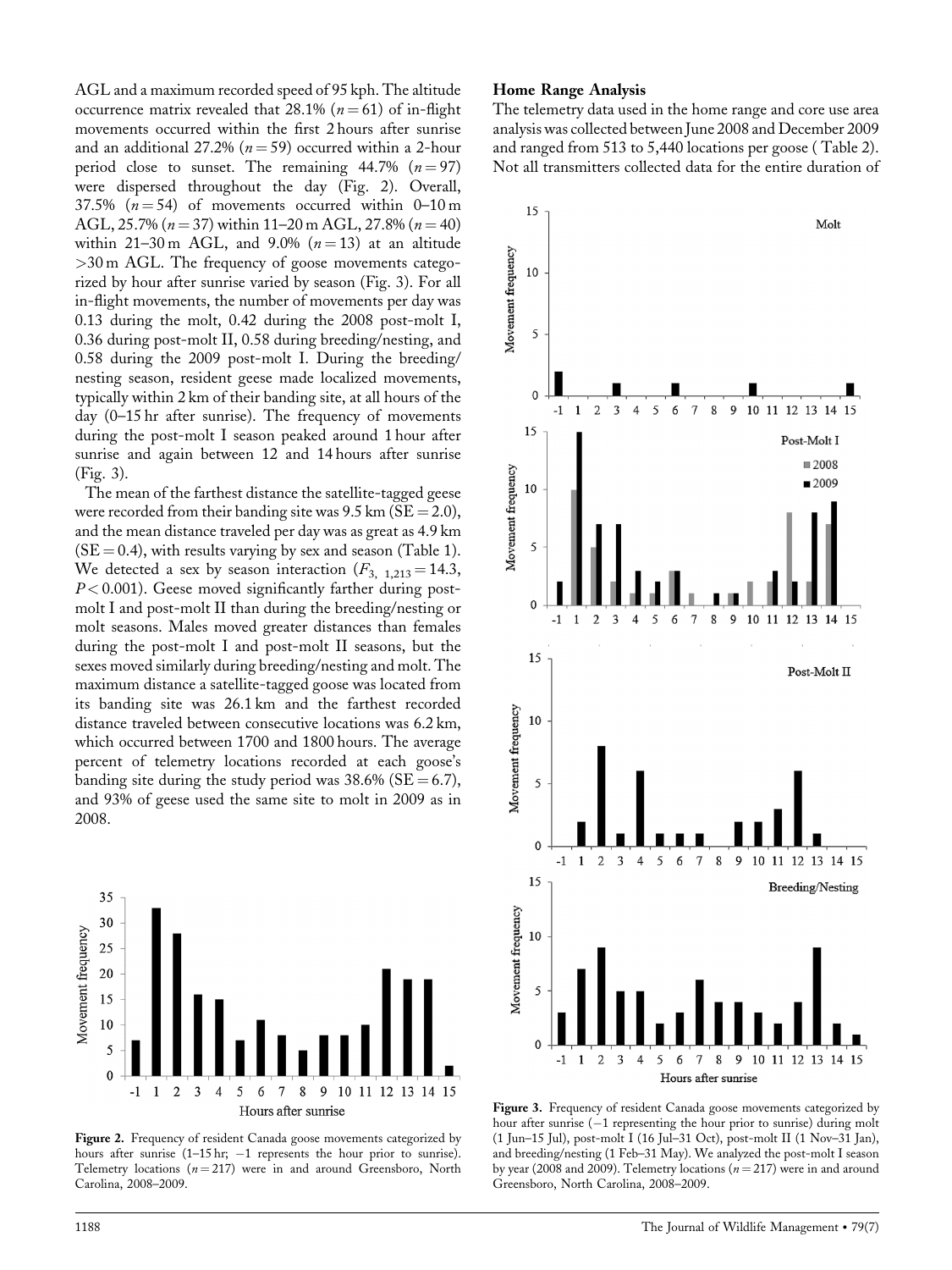AGL and a maximum recorded speed of 95 kph. The altitude occurrence matrix revealed that 28.1% ($n = 61$) of in-flight movements occurred within the first 2 hours after sunrise and an additional 27.2% ($n = 59$) occurred within a 2-hour period close to sunset. The remaining 44.7% ($n = 97$) were dispersed throughout the day (Fig. 2). Overall, 37.5% ($n = 54$) of movements occurred within 0–10 m AGL, 25.7% ($n = 37$) within 11–20 m AGL, 27.8% ($n = 40$) within 21–30 m AGL, and 9.0% ($n = 13$) at an altitude >30 m AGL. The frequency of goose movements categorized by hour after sunrise varied by season (Fig. 3). For all in-flight movements, the number of movements per day was 0.13 during the molt, 0.42 during the 2008 post-molt I, 0.36 during post-molt II, 0.58 during breeding/nesting, and 0.58 during the 2009 post-molt I. During the breeding/nesting season, resident geese made localized movements, typically within 2 km of their banding site, at all hours of the day (0–15 hr after sunrise). The frequency of movements during the post-molt I season peaked around 1 hour after sunrise and again between 12 and 14 hours after sunrise (Fig. 3).

The mean of the farthest distance the satellite-tagged geese were recorded from their banding site was 9.5 km (SE = 2.0), and the mean distance traveled per day was as great as 4.9 km (SE = 0.4), with results varying by sex and season (Table 1). We detected a sex by season interaction ($F_{3,\ 1,213} = 14.3$, $P < 0.001$). Geese moved significantly farther during post-molt I and post-molt II than during the breeding/nesting or molt seasons. Males moved greater distances than females during the post-molt I and post-molt II seasons, but the sexes moved similarly during breeding/nesting and molt. The maximum distance a satellite-tagged goose was located from its banding site was 26.1 km and the farthest recorded distance traveled between consecutive locations was 6.2 km, which occurred between 1700 and 1800 hours. The average percent of telemetry locations recorded at each goose's banding site during the study period was 38.6% (SE = 6.7), and 93% of geese used the same site to molt in 2009 as in 2008.

Figure 2. Frequency of resident Canada goose movements categorized by hours after sunrise (1–15 hr; −1 represents the hour prior to sunrise). Telemetry locations ($n = 217$) were in and around Greensboro, North Carolina, 2008–2009.

### Home Range Analysis

The telemetry data used in the home range and core use area analysis was collected between June 2008 and December 2009 and ranged from 513 to 5,440 locations per goose (Table 2). Not all transmitters collected data for the entire duration of

Figure 3. Frequency of resident Canada goose movements categorized by hour after sunrise (−1 representing the hour prior to sunrise) during molt (1 Jun–15 Jul), post-molt I (16 Jul–31 Oct), post-molt II (1 Nov–31 Jan), and breeding/nesting (1 Feb–31 May). We analyzed the post-molt I season by year (2008 and 2009). Telemetry locations ($n = 217$) were in and around Greensboro, North Carolina, 2008–2009.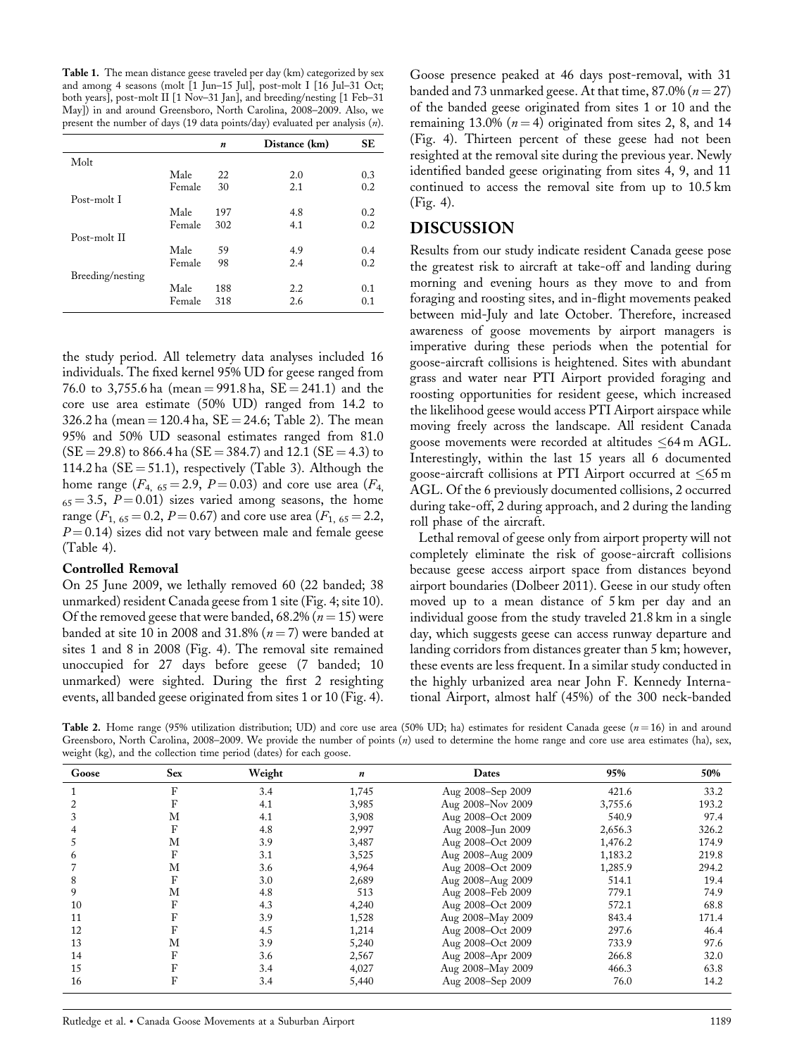**Table 1.** The mean distance geese traveled per day (km) categorized by sex and among 4 seasons (molt [1 Jun–15 Jul], post-molt I [16 Jul–31 Oct; both years], post-molt II [1 Nov–31 Jan], and breeding/nesting [1 Feb–31 May]) in and around Greensboro, North Carolina, 2008–2009. Also, we present the number of days (19 data points/day) evaluated per analysis ($n$).

| | | $n$ | Distance (km) | SE |
|---|---|---|---|---|
| Molt | | | | |
| | Male | 22 | 2.0 | 0.3 |
| | Female | 30 | 2.1 | 0.2 |
| Post-molt I | | | | |
| | Male | 197 | 4.8 | 0.2 |
| | Female | 302 | 4.1 | 0.2 |
| Post-molt II | | | | |
| | Male | 59 | 4.9 | 0.4 |
| | Female | 98 | 2.4 | 0.2 |
| Breeding/nesting | | | | |
| | Male | 188 | 2.2 | 0.1 |
| | Female | 318 | 2.6 | 0.1 |

the study period. All telemetry data analyses included 16 individuals. The fixed kernel 95% UD for geese ranged from 76.0 to 3,755.6 ha (mean = 991.8 ha, SE = 241.1) and the core use area estimate (50% UD) ranged from 14.2 to 326.2 ha (mean = 120.4 ha, SE = 24.6; Table 2). The mean 95% and 50% UD seasonal estimates ranged from 81.0 (SE = 29.8) to 866.4 ha (SE = 384.7) and 12.1 (SE = 4.3) to 114.2 ha (SE = 51.1), respectively (Table 3). Although the home range ($F_{4,\ 65} = 2.9$, $P = 0.03$) and core use area ($F_{4,\ 65} = 3.5$, $P = 0.01$) sizes varied among seasons, the home range ($F_{1,\ 65} = 0.2$, $P = 0.67$) and core use area ($F_{1,\ 65} = 2.2$, $P = 0.14$) sizes did not vary between male and female geese (Table 4).

### Controlled Removal

On 25 June 2009, we lethally removed 60 (22 banded; 38 unmarked) resident Canada geese from 1 site (Fig. 4; site 10). Of the removed geese that were banded, 68.2% ($n = 15$) were banded at site 10 in 2008 and 31.8% ($n = 7$) were banded at sites 1 and 8 in 2008 (Fig. 4). The removal site remained unoccupied for 27 days before geese (7 banded; 10 unmarked) were sighted. During the first 2 resighting events, all banded geese originated from sites 1 or 10 (Fig. 4). Goose presence peaked at 46 days post-removal, with 31 banded and 73 unmarked geese. At that time, 87.0% ($n = 27$) of the banded geese originated from sites 1 or 10 and the remaining 13.0% ($n = 4$) originated from sites 2, 8, and 14 (Fig. 4). Thirteen percent of these geese had not been resighted at the removal site during the previous year. Newly identified banded geese originating from sites 4, 9, and 11 continued to access the removal site from up to 10.5 km (Fig. 4).

## DISCUSSION

Results from our study indicate resident Canada geese pose the greatest risk to aircraft at take-off and landing during morning and evening hours as they move to and from foraging and roosting sites, and in-flight movements peaked between mid-July and late October. Therefore, increased awareness of goose movements by airport managers is imperative during these periods when the potential for goose-aircraft collisions is heightened. Sites with abundant grass and water near PTI Airport provided foraging and roosting opportunities for resident geese, which increased the likelihood geese would access PTI Airport airspace while moving freely across the landscape. All resident Canada goose movements were recorded at altitudes ≤64 m AGL. Interestingly, within the last 15 years all 6 documented goose-aircraft collisions at PTI Airport occurred at ≤65 m AGL. Of the 6 previously documented collisions, 2 occurred during take-off, 2 during approach, and 2 during the landing roll phase of the aircraft.

Lethal removal of geese only from airport property will not completely eliminate the risk of goose-aircraft collisions because geese access airport space from distances beyond airport boundaries (Dolbeer 2011). Geese in our study often moved up to a mean distance of 5 km per day and an individual goose from the study traveled 21.8 km in a single day, which suggests geese can access runway departure and landing corridors from distances greater than 5 km; however, these events are less frequent. In a similar study conducted in the highly urbanized area near John F. Kennedy International Airport, almost half (45%) of the 300 neck-banded

**Table 2.** Home range (95% utilization distribution; UD) and core use area (50% UD; ha) estimates for resident Canada geese ($n = 16$) in and around Greensboro, North Carolina, 2008–2009. We provide the number of points ($n$) used to determine the home range and core use area estimates (ha), sex, weight (kg), and the collection time period (dates) for each goose.

| Goose | Sex | Weight | $n$ | Dates | 95% | 50% |
|---|---|---|---|---|---|---|
| 1 | F | 3.4 | 1,745 | Aug 2008–Sep 2009 | 421.6 | 33.2 |
| 2 | F | 4.1 | 3,985 | Aug 2008–Nov 2009 | 3,755.6 | 193.2 |
| 3 | M | 4.1 | 3,908 | Aug 2008–Oct 2009 | 540.9 | 97.4 |
| 4 | F | 4.8 | 2,997 | Aug 2008–Jun 2009 | 2,656.3 | 326.2 |
| 5 | M | 3.9 | 3,487 | Aug 2008–Oct 2009 | 1,476.2 | 174.9 |
| 6 | F | 3.1 | 3,525 | Aug 2008–Aug 2009 | 1,183.2 | 219.8 |
| 7 | M | 3.6 | 4,964 | Aug 2008–Oct 2009 | 1,285.9 | 294.2 |
| 8 | F | 3.0 | 2,689 | Aug 2008–Aug 2009 | 514.1 | 19.4 |
| 9 | M | 4.8 | 513 | Aug 2008–Feb 2009 | 779.1 | 74.9 |
| 10 | F | 4.3 | 4,240 | Aug 2008–Oct 2009 | 572.1 | 68.8 |
| 11 | F | 3.9 | 1,528 | Aug 2008–May 2009 | 843.4 | 171.4 |
| 12 | F | 4.5 | 1,214 | Aug 2008–Oct 2009 | 297.6 | 46.4 |
| 13 | M | 3.9 | 5,240 | Aug 2008–Oct 2009 | 733.9 | 97.6 |
| 14 | F | 3.6 | 2,567 | Aug 2008–Apr 2009 | 266.8 | 32.0 |
| 15 | F | 3.4 | 4,027 | Aug 2008–May 2009 | 466.3 | 63.8 |
| 16 | F | 3.4 | 5,440 | Aug 2008–Sep 2009 | 76.0 | 14.2 |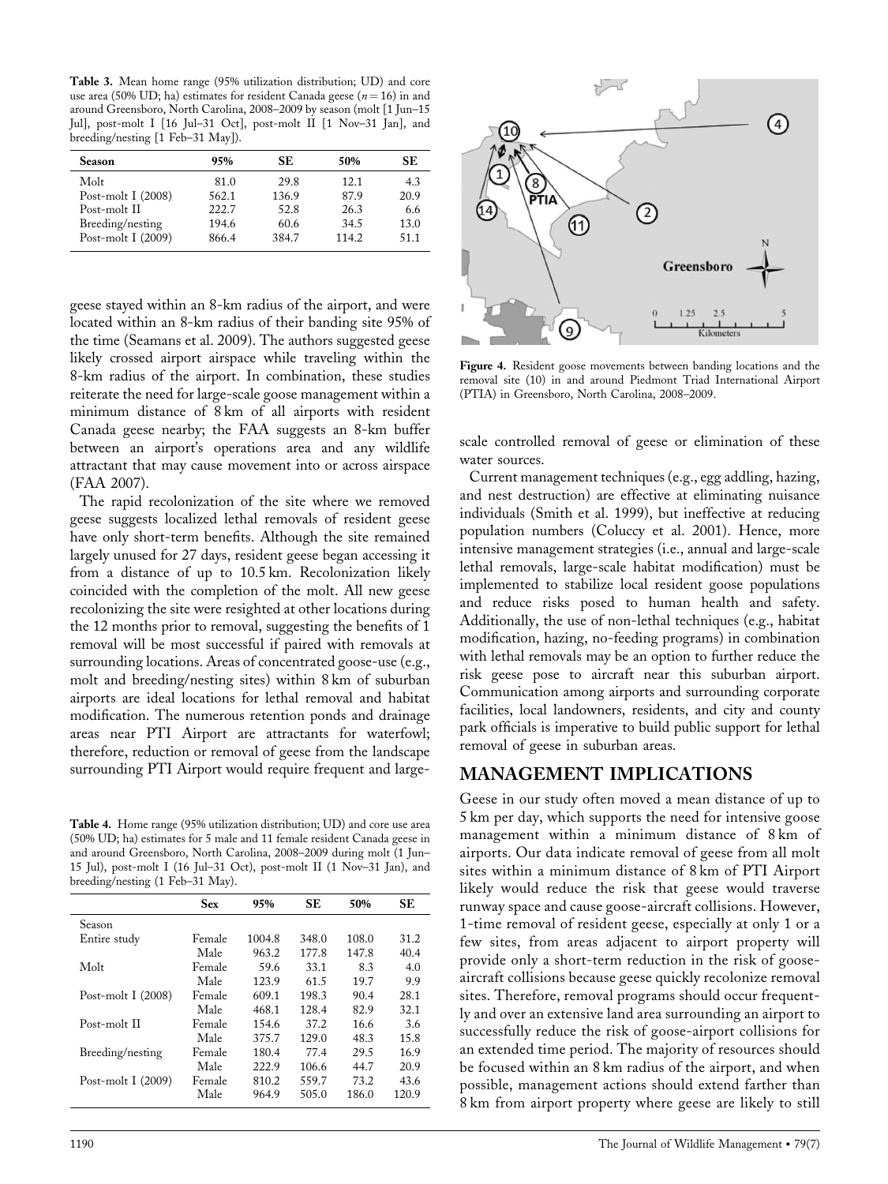**Table 3.** Mean home range (95% utilization distribution; UD) and core use area (50% UD; ha) estimates for resident Canada geese ($n = 16$) in and around Greensboro, North Carolina, 2008–2009 by season (molt [1 Jun–15 Jul], post-molt I [16 Jul–31 Oct], post-molt II [1 Nov–31 Jan], and breeding/nesting [1 Feb–31 May]).

| Season | 95% | SE | 50% | SE |
|---|---|---|---|---|
| Molt | 81.0 | 29.8 | 12.1 | 4.3 |
| Post-molt I (2008) | 562.1 | 136.9 | 87.9 | 20.9 |
| Post-molt II | 222.7 | 52.8 | 26.3 | 6.6 |
| Breeding/nesting | 194.6 | 60.6 | 34.5 | 13.0 |
| Post-molt I (2009) | 866.4 | 384.7 | 114.2 | 51.1 |

geese stayed within an 8-km radius of the airport, and were located within an 8-km radius of their banding site 95% of the time (Seamans et al. 2009). The authors suggested geese likely crossed airport airspace while traveling within the 8-km radius of the airport. In combination, these studies reiterate the need for large-scale goose management within a minimum distance of 8 km of all airports with resident Canada geese nearby; the FAA suggests an 8-km buffer between an airport's operations area and any wildlife attractant that may cause movement into or across airspace (FAA 2007).

The rapid recolonization of the site where we removed geese suggests localized lethal removals of resident geese have only short-term benefits. Although the site remained largely unused for 27 days, resident geese began accessing it from a distance of up to 10.5 km. Recolonization likely coincided with the completion of the molt. All new geese recolonizing the site were resighted at other locations during the 12 months prior to removal, suggesting the benefits of 1 removal will be most successful if paired with removals at surrounding locations. Areas of concentrated goose-use (e.g., molt and breeding/nesting sites) within 8 km of suburban airports are ideal locations for lethal removal and habitat modification. The numerous retention ponds and drainage areas near PTI Airport are attractants for waterfowl; therefore, reduction or removal of geese from the landscape surrounding PTI Airport would require frequent and large-scale controlled removal of geese or elimination of these water sources.

**Table 4.** Home range (95% utilization distribution; UD) and core use area (50% UD; ha) estimates for 5 male and 11 female resident Canada geese in and around Greensboro, North Carolina, 2008–2009 during molt (1 Jun–15 Jul), post-molt I (16 Jul–31 Oct), post-molt II (1 Nov–31 Jan), and breeding/nesting (1 Feb–31 May).

| | Sex | 95% | SE | 50% | SE |
|---|---|---|---|---|---|
| Season | | | | | |
| Entire study | Female | 1004.8 | 348.0 | 108.0 | 31.2 |
| | Male | 963.2 | 177.8 | 147.8 | 40.4 |
| Molt | Female | 59.6 | 33.1 | 8.3 | 4.0 |
| | Male | 123.9 | 61.5 | 19.7 | 9.9 |
| Post-molt I (2008) | Female | 609.1 | 198.3 | 90.4 | 28.1 |
| | Male | 468.1 | 128.4 | 82.9 | 32.1 |
| Post-molt II | Female | 154.6 | 37.2 | 16.6 | 3.6 |
| | Male | 375.7 | 129.0 | 48.3 | 15.8 |
| Breeding/nesting | Female | 180.4 | 77.4 | 29.5 | 16.9 |
| | Male | 222.9 | 106.6 | 44.7 | 20.9 |
| Post-molt I (2009) | Female | 810.2 | 559.7 | 73.2 | 43.6 |
| | Male | 964.9 | 505.0 | 186.0 | 120.9 |

Figure 4. Resident goose movements between banding locations and the removal site (10) in and around Piedmont Triad International Airport (PTIA) in Greensboro, North Carolina, 2008–2009.

Current management techniques (e.g., egg addling, hazing, and nest destruction) are effective at eliminating nuisance individuals (Smith et al. 1999), but ineffective at reducing population numbers (Coluccy et al. 2001). Hence, more intensive management strategies (i.e., annual and large-scale lethal removals, large-scale habitat modification) must be implemented to stabilize local resident goose populations and reduce risks posed to human health and safety. Additionally, the use of non-lethal techniques (e.g., habitat modification, hazing, no-feeding programs) in combination with lethal removals may be an option to further reduce the risk geese pose to aircraft near this suburban airport. Communication among airports and surrounding corporate facilities, local landowners, residents, and city and county park officials is imperative to build public support for lethal removal of geese in suburban areas.

## MANAGEMENT IMPLICATIONS

Geese in our study often moved a mean distance of up to 5 km per day, which supports the need for intensive goose management within a minimum distance of 8 km of airports. Our data indicate removal of geese from all molt sites within a minimum distance of 8 km of PTI Airport likely would reduce the risk that geese would traverse runway space and cause goose-aircraft collisions. However, 1-time removal of resident geese, especially at only 1 or a few sites, from areas adjacent to airport property will provide only a short-term reduction in the risk of goose-aircraft collisions because geese quickly recolonize removal sites. Therefore, removal programs should occur frequently and over an extensive land area surrounding an airport to successfully reduce the risk of goose-airport collisions for an extended time period. The majority of resources should be focused within an 8 km radius of the airport, and when possible, management actions should extend farther than 8 km from airport property where geese are likely to still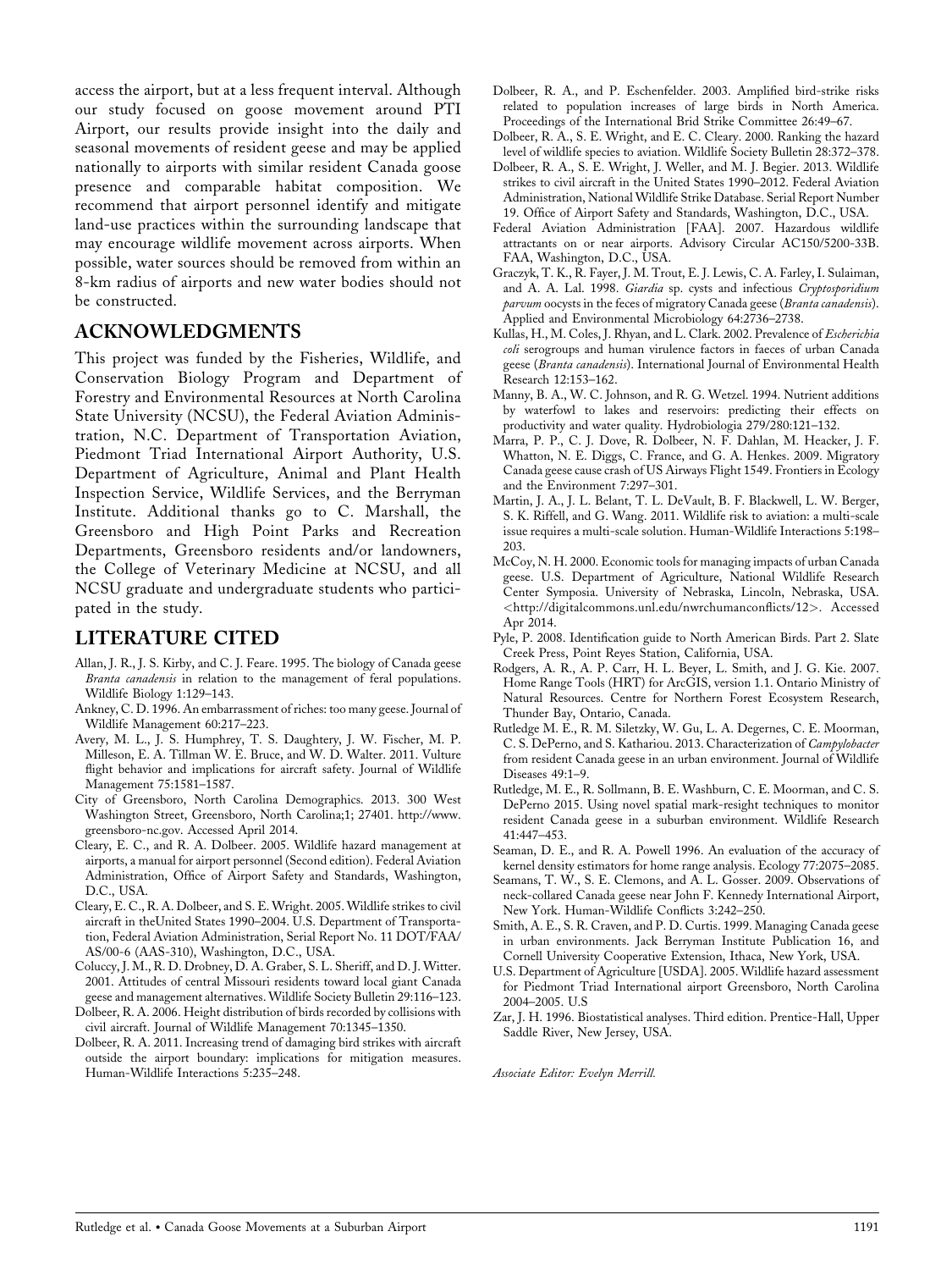access the airport, but at a less frequent interval. Although our study focused on goose movement around PTI Airport, our results provide insight into the daily and seasonal movements of resident geese and may be applied nationally to airports with similar resident Canada goose presence and comparable habitat composition. We recommend that airport personnel identify and mitigate land-use practices within the surrounding landscape that may encourage wildlife movement across airports. When possible, water sources should be removed from within an 8-km radius of airports and new water bodies should not be constructed.

## ACKNOWLEDGMENTS

This project was funded by the Fisheries, Wildlife, and Conservation Biology Program and Department of Forestry and Environmental Resources at North Carolina State University (NCSU), the Federal Aviation Administration, N.C. Department of Transportation Aviation, Piedmont Triad International Airport Authority, U.S. Department of Agriculture, Animal and Plant Health Inspection Service, Wildlife Services, and the Berryman Institute. Additional thanks go to C. Marshall, the Greensboro and High Point Parks and Recreation Departments, Greensboro residents and/or landowners, the College of Veterinary Medicine at NCSU, and all NCSU graduate and undergraduate students who participated in the study.

## LITERATURE CITED

Allan, J. R., J. S. Kirby, and C. J. Feare. 1995. The biology of Canada geese *Branta canadensis* in relation to the management of feral populations. Wildlife Biology 1:129–143.

Ankney, C. D. 1996. An embarrassment of riches: too many geese. Journal of Wildlife Management 60:217–223.

Avery, M. L., J. S. Humphrey, T. S. Daughtery, J. W. Fischer, M. P. Milleson, E. A. Tillman W. E. Bruce, and W. D. Walter. 2011. Vulture flight behavior and implications for aircraft safety. Journal of Wildlife Management 75:1581–1587.

City of Greensboro, North Carolina Demographics. 2013. 300 West Washington Street, Greensboro, North Carolina;1; 27401. http://www.greensboro-nc.gov. Accessed April 2014.

Cleary, E. C., and R. A. Dolbeer. 2005. Wildlife hazard management at airports, a manual for airport personnel (Second edition). Federal Aviation Administration, Office of Airport Safety and Standards, Washington, D.C., USA.

Cleary, E. C., R. A. Dolbeer, and S. E. Wright. 2005. Wildlife strikes to civil aircraft in theUnited States 1990–2004. U.S. Department of Transportation, Federal Aviation Administration, Serial Report No. 11 DOT/FAA/AS/00-6 (AAS-310), Washington, D.C., USA.

Coluccy, J. M., R. D. Drobney, D. A. Graber, S. L. Sheriff, and D. J. Witter. 2001. Attitudes of central Missouri residents toward local giant Canada geese and management alternatives. Wildlife Society Bulletin 29:116–123.

Dolbeer, R. A. 2006. Height distribution of birds recorded by collisions with civil aircraft. Journal of Wildlife Management 70:1345–1350.

Dolbeer, R. A. 2011. Increasing trend of damaging bird strikes with aircraft outside the airport boundary: implications for mitigation measures. Human-Wildlife Interactions 5:235–248.

Dolbeer, R. A., and P. Eschenfelder. 2003. Amplified bird-strike risks related to population increases of large birds in North America. Proceedings of the International Brid Strike Committee 26:49–67.

Dolbeer, R. A., S. E. Wright, and E. C. Cleary. 2000. Ranking the hazard level of wildlife species to aviation. Wildlife Society Bulletin 28:372–378.

Dolbeer, R. A., S. E. Wright, J. Weller, and M. J. Begier. 2013. Wildlife strikes to civil aircraft in the United States 1990–2012. Federal Aviation Administration, National Wildlife Strike Database. Serial Report Number 19. Office of Airport Safety and Standards, Washington, D.C., USA.

Federal Aviation Administration [FAA]. 2007. Hazardous wildlife attractants on or near airports. Advisory Circular AC150/5200-33B. FAA, Washington, D.C., USA.

Graczyk, T. K., R. Fayer, J. M. Trout, E. J. Lewis, C. A. Farley, I. Sulaiman, and A. A. Lal. 1998. *Giardia* sp. cysts and infectious *Cryptosporidium parvum* oocysts in the feces of migratory Canada geese (*Branta canadensis*). Applied and Environmental Microbiology 64:2736–2738.

Kullas, H., M. Coles, J. Rhyan, and L. Clark. 2002. Prevalence of *Escherichia coli* serogroups and human virulence factors in faeces of urban Canada geese (*Branta canadensis*). International Journal of Environmental Health Research 12:153–162.

Manny, B. A., W. C. Johnson, and R. G. Wetzel. 1994. Nutrient additions by waterfowl to lakes and reservoirs: predicting their effects on productivity and water quality. Hydrobiologia 279/280:121–132.

Marra, P. P., C. J. Dove, R. Dolbeer, N. F. Dahlan, M. Heacker, J. F. Whatton, N. E. Diggs, C. France, and G. A. Henkes. 2009. Migratory Canada geese cause crash of US Airways Flight 1549. Frontiers in Ecology and the Environment 7:297–301.

Martin, J. A., J. L. Belant, T. L. DeVault, B. F. Blackwell, L. W. Berger, S. K. Riffell, and G. Wang. 2011. Wildlife risk to aviation: a multi-scale issue requires a multi-scale solution. Human-Wildlife Interactions 5:198–203.

McCoy, N. H. 2000. Economic tools for managing impacts of urban Canada geese. U.S. Department of Agriculture, National Wildlife Research Center Symposia. University of Nebraska, Lincoln, Nebraska, USA. <http://digitalcommons.unl.edu/nwrchumanconflicts/12>. Accessed Apr 2014.

Pyle, P. 2008. Identification guide to North American Birds. Part 2. Slate Creek Press, Point Reyes Station, California, USA.

Rodgers, A. R., A. P. Carr, H. L. Beyer, L. Smith, and J. G. Kie. 2007. Home Range Tools (HRT) for ArcGIS, version 1.1. Ontario Ministry of Natural Resources. Centre for Northern Forest Ecosystem Research, Thunder Bay, Ontario, Canada.

Rutledge M. E., R. M. Siletzky, W. Gu, L. A. Degernes, C. E. Moorman, C. S. DePerno, and S. Kathariou. 2013. Characterization of *Campylobacter* from resident Canada geese in an urban environment. Journal of Wildlife Diseases 49:1–9.

Rutledge, M. E., R. Sollmann, B. E. Washburn, C. E. Moorman, and C. S. DePerno 2015. Using novel spatial mark-resight techniques to monitor resident Canada geese in a suburban environment. Wildlife Research 41:447–453.

Seaman, D. E., and R. A. Powell 1996. An evaluation of the accuracy of kernel density estimators for home range analysis. Ecology 77:2075–2085.

Seamans, T. W., S. E. Clemons, and A. L. Gosser. 2009. Observations of neck-collared Canada geese near John F. Kennedy International Airport, New York. Human-Wildlife Conflicts 3:242–250.

Smith, A. E., S. R. Craven, and P. D. Curtis. 1999. Managing Canada geese in urban environments. Jack Berryman Institute Publication 16, and Cornell University Cooperative Extension, Ithaca, New York, USA.

U.S. Department of Agriculture [USDA]. 2005. Wildlife hazard assessment for Piedmont Triad International airport Greensboro, North Carolina 2004–2005. U.S

Zar, J. H. 1996. Biostatistical analyses. Third edition. Prentice-Hall, Upper Saddle River, New Jersey, USA.

*Associate Editor: Evelyn Merrill.*